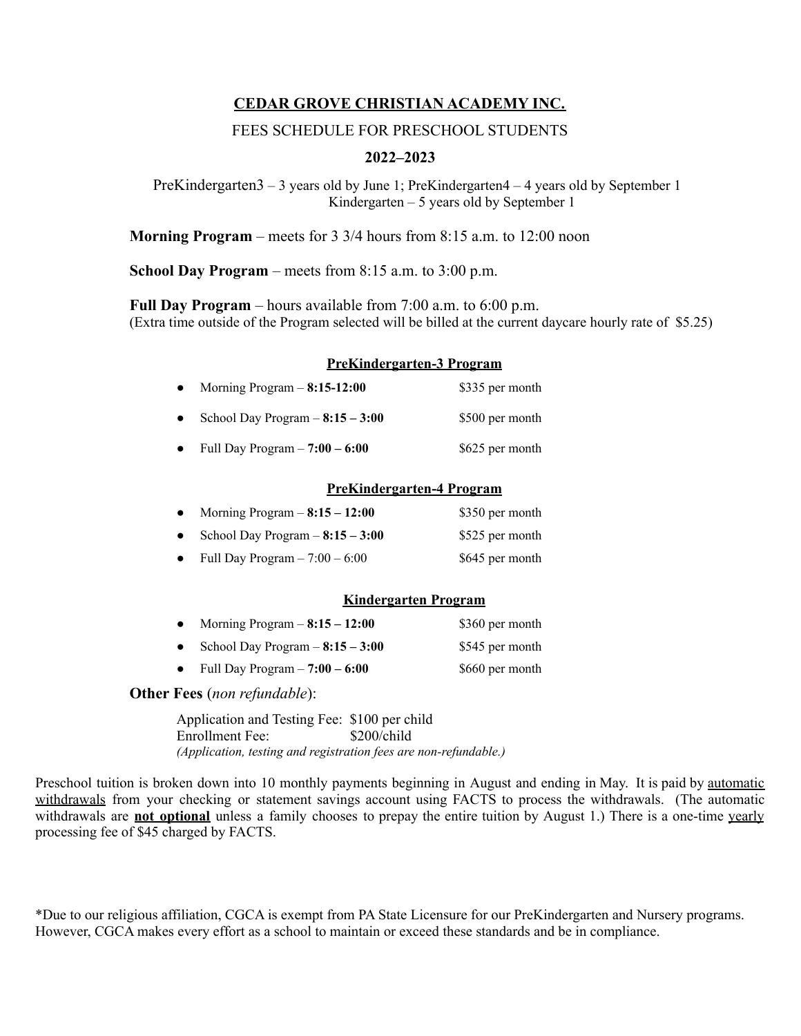# CEDAR GROVE CHRISTIAN ACADEMY INC.

FEES SCHEDULE FOR PRESCHOOL STUDENTS

**2022–2023**

PreKindergarten3 – 3 years old by June 1; PreKindergarten4 – 4 years old by September 1
Kindergarten – 5 years old by September 1

**Morning Program** – meets for 3 3/4 hours from 8:15 a.m. to 12:00 noon

**School Day Program** – meets from 8:15 a.m. to 3:00 p.m.

**Full Day Program** – hours available from 7:00 a.m. to 6:00 p.m.
(Extra time outside of the Program selected will be billed at the current daycare hourly rate of $5.25)

## PreKindergarten-3 Program

- Morning Program – **8:15-12:00** $335 per month
- School Day Program – **8:15 – 3:00** $500 per month
- Full Day Program – **7:00 – 6:00** $625 per month

## PreKindergarten-4 Program

- Morning Program – **8:15 – 12:00** $350 per month
- School Day Program – **8:15 – 3:00** $525 per month
- Full Day Program – 7:00 – 6:00 $645 per month

## Kindergarten Program

- Morning Program – **8:15 – 12:00** $360 per month
- School Day Program – **8:15 – 3:00** $545 per month
- Full Day Program – **7:00 – 6:00** $660 per month

**Other Fees** (*non refundable*):

Application and Testing Fee: $100 per child
Enrollment Fee: $200/child
*(Application, testing and registration fees are non-refundable.)*

Preschool tuition is broken down into 10 monthly payments beginning in August and ending in May. It is paid by automatic withdrawals from your checking or statement savings account using FACTS to process the withdrawals. (The automatic withdrawals are **not optional** unless a family chooses to prepay the entire tuition by August 1.) There is a one-time yearly processing fee of $45 charged by FACTS.

*Due to our religious affiliation, CGCA is exempt from PA State Licensure for our PreKindergarten and Nursery programs. However, CGCA makes every effort as a school to maintain or exceed these standards and be in compliance.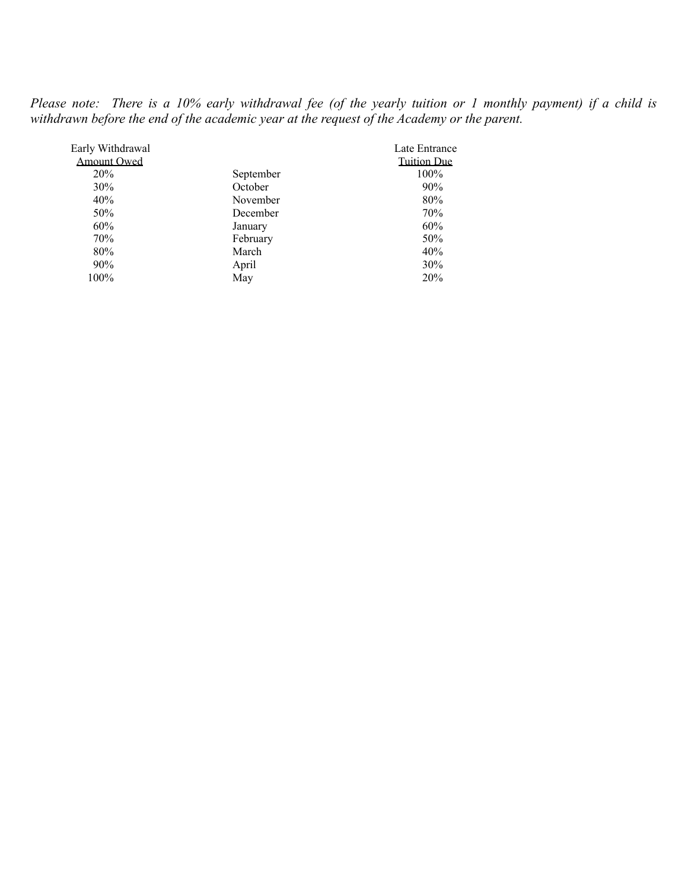*Please note: There is a 10% early withdrawal fee (of the yearly tuition or 1 monthly payment) if a child is withdrawn before the end of the academic year at the request of the Academy or the parent.*

| Early Withdrawal Amount Owed | | Late Entrance Tuition Due |
|---|---|---|
| 20% | September | 100% |
| 30% | October | 90% |
| 40% | November | 80% |
| 50% | December | 70% |
| 60% | January | 60% |
| 70% | February | 50% |
| 80% | March | 40% |
| 90% | April | 30% |
| 100% | May | 20% |